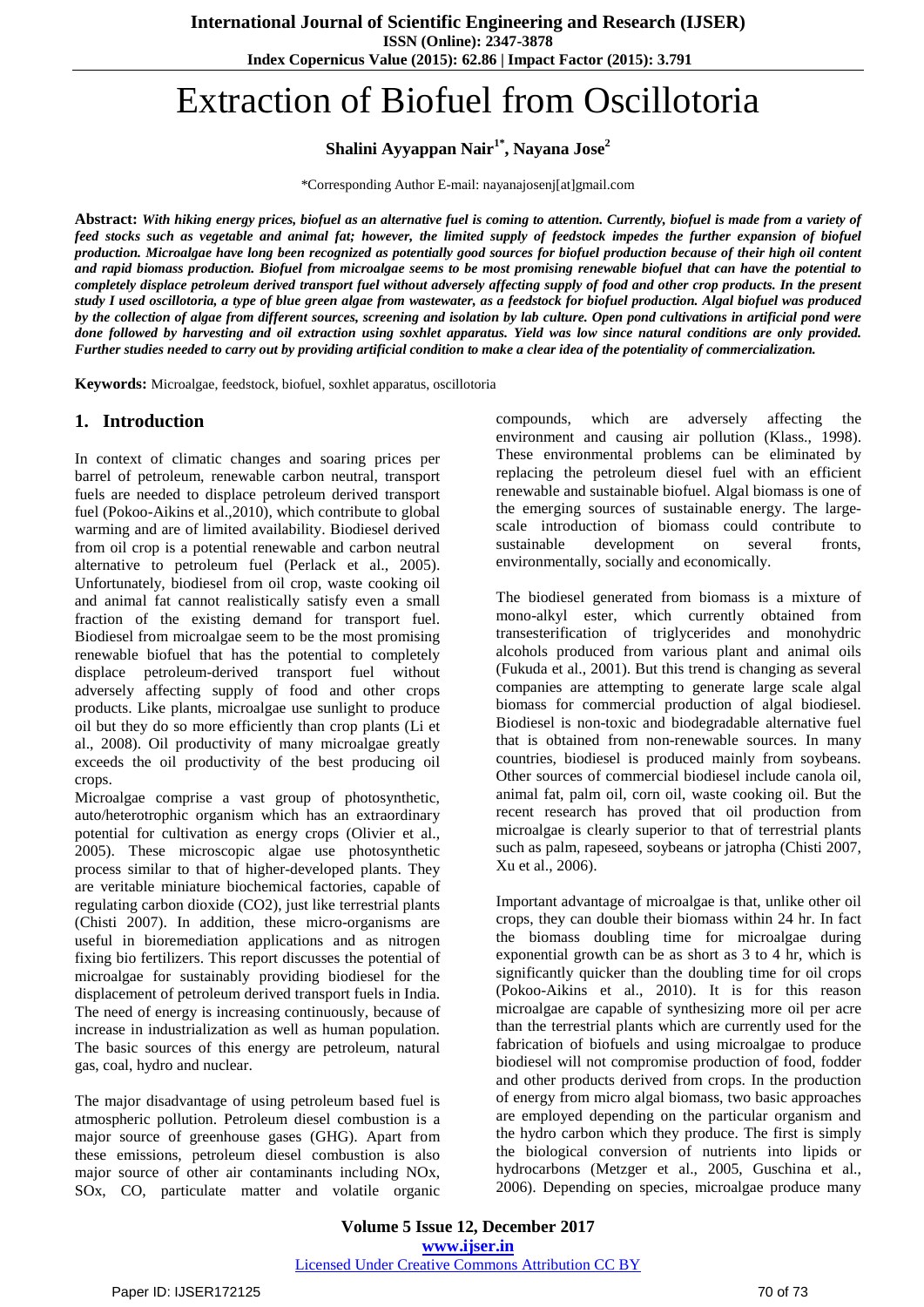# Extraction of Biofuel from Oscillotoria

**Shalini Ayyappan Nair[1*], Nayana Jose[2]**

*Corresponding Author E-mail: nayanajosenj[at]gmail.com

**Abstract:** ***With hiking energy prices, biofuel as an alternative fuel is coming to attention. Currently, biofuel is made from a variety of feed stocks such as vegetable and animal fat; however, the limited supply of feedstock impedes the further expansion of biofuel production. Microalgae have long been recognized as potentially good sources for biofuel production because of their high oil content and rapid biomass production. Biofuel from microalgae seems to be most promising renewable biofuel that can have the potential to completely displace petroleum derived transport fuel without adversely affecting supply of food and other crop products. In the present study I used oscillotoria, a type of blue green algae from wastewater, as a feedstock for biofuel production. Algal biofuel was produced by the collection of algae from different sources, screening and isolation by lab culture. Open pond cultivations in artificial pond were done followed by harvesting and oil extraction using soxhlet apparatus. Yield was low since natural conditions are only provided. Further studies needed to carry out by providing artificial condition to make a clear idea of the potentiality of commercialization.***

**Keywords:** Microalgae, feedstock, biofuel, soxhlet apparatus, oscillotoria

## 1. Introduction

In context of climatic changes and soaring prices per barrel of petroleum, renewable carbon neutral, transport fuels are needed to displace petroleum derived transport fuel (Pokoo-Aikins et al.,2010), which contribute to global warming and are of limited availability. Biodiesel derived from oil crop is a potential renewable and carbon neutral alternative to petroleum fuel (Perlack et al., 2005). Unfortunately, biodiesel from oil crop, waste cooking oil and animal fat cannot realistically satisfy even a small fraction of the existing demand for transport fuel. Biodiesel from microalgae seem to be the most promising renewable biofuel that has the potential to completely displace petroleum-derived transport fuel without adversely affecting supply of food and other crops products. Like plants, microalgae use sunlight to produce oil but they do so more efficiently than crop plants (Li et al., 2008). Oil productivity of many microalgae greatly exceeds the oil productivity of the best producing oil crops.

Microalgae comprise a vast group of photosynthetic, auto/heterotrophic organism which has an extraordinary potential for cultivation as energy crops (Olivier et al., 2005). These microscopic algae use photosynthetic process similar to that of higher-developed plants. They are veritable miniature biochemical factories, capable of regulating carbon dioxide (CO2), just like terrestrial plants (Chisti 2007). In addition, these micro-organisms are useful in bioremediation applications and as nitrogen fixing bio fertilizers. This report discusses the potential of microalgae for sustainably providing biodiesel for the displacement of petroleum derived transport fuels in India. The need of energy is increasing continuously, because of increase in industrialization as well as human population. The basic sources of this energy are petroleum, natural gas, coal, hydro and nuclear.

The major disadvantage of using petroleum based fuel is atmospheric pollution. Petroleum diesel combustion is a major source of greenhouse gases (GHG). Apart from these emissions, petroleum diesel combustion is also major source of other air contaminants including NOx, SOx, CO, particulate matter and volatile organic compounds, which are adversely affecting the environment and causing air pollution (Klass., 1998). These environmental problems can be eliminated by replacing the petroleum diesel fuel with an efficient renewable and sustainable biofuel. Algal biomass is one of the emerging sources of sustainable energy. The large-scale introduction of biomass could contribute to sustainable development on several fronts, environmentally, socially and economically.

The biodiesel generated from biomass is a mixture of mono-alkyl ester, which currently obtained from transesterification of triglycerides and monohydric alcohols produced from various plant and animal oils (Fukuda et al., 2001). But this trend is changing as several companies are attempting to generate large scale algal biomass for commercial production of algal biodiesel. Biodiesel is non-toxic and biodegradable alternative fuel that is obtained from non-renewable sources. In many countries, biodiesel is produced mainly from soybeans. Other sources of commercial biodiesel include canola oil, animal fat, palm oil, corn oil, waste cooking oil. But the recent research has proved that oil production from microalgae is clearly superior to that of terrestrial plants such as palm, rapeseed, soybeans or jatropha (Chisti 2007, Xu et al., 2006).

Important advantage of microalgae is that, unlike other oil crops, they can double their biomass within 24 hr. In fact the biomass doubling time for microalgae during exponential growth can be as short as 3 to 4 hr, which is significantly quicker than the doubling time for oil crops (Pokoo-Aikins et al., 2010). It is for this reason microalgae are capable of synthesizing more oil per acre than the terrestrial plants which are currently used for the fabrication of biofuels and using microalgae to produce biodiesel will not compromise production of food, fodder and other products derived from crops. In the production of energy from micro algal biomass, two basic approaches are employed depending on the particular organism and the hydro carbon which they produce. The first is simply the biological conversion of nutrients into lipids or hydrocarbons (Metzger et al., 2005, Guschina et al., 2006). Depending on species, microalgae produce many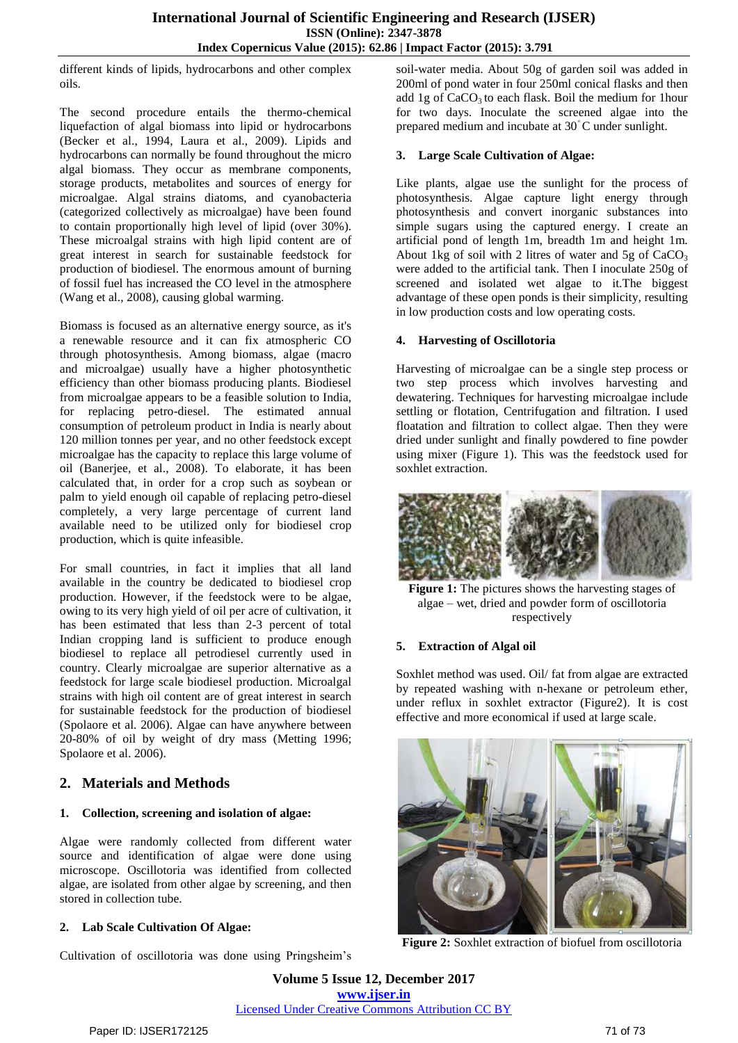different kinds of lipids, hydrocarbons and other complex oils.

The second procedure entails the thermo-chemical liquefaction of algal biomass into lipid or hydrocarbons (Becker et al., 1994, Laura et al., 2009). Lipids and hydrocarbons can normally be found throughout the micro algal biomass. They occur as membrane components, storage products, metabolites and sources of energy for microalgae. Algal strains diatoms, and cyanobacteria (categorized collectively as microalgae) have been found to contain proportionally high level of lipid (over 30%). These microalgal strains with high lipid content are of great interest in search for sustainable feedstock for production of biodiesel. The enormous amount of burning of fossil fuel has increased the CO level in the atmosphere (Wang et al., 2008), causing global warming.

Biomass is focused as an alternative energy source, as it's a renewable resource and it can fix atmospheric CO through photosynthesis. Among biomass, algae (macro and microalgae) usually have a higher photosynthetic efficiency than other biomass producing plants. Biodiesel from microalgae appears to be a feasible solution to India, for replacing petro-diesel. The estimated annual consumption of petroleum product in India is nearly about 120 million tonnes per year, and no other feedstock except microalgae has the capacity to replace this large volume of oil (Banerjee, et al., 2008). To elaborate, it has been calculated that, in order for a crop such as soybean or palm to yield enough oil capable of replacing petro-diesel completely, a very large percentage of current land available need to be utilized only for biodiesel crop production, which is quite infeasible.

For small countries, in fact it implies that all land available in the country be dedicated to biodiesel crop production. However, if the feedstock were to be algae, owing to its very high yield of oil per acre of cultivation, it has been estimated that less than 2-3 percent of total Indian cropping land is sufficient to produce enough biodiesel to replace all petrodiesel currently used in country. Clearly microalgae are superior alternative as a feedstock for large scale biodiesel production. Microalgal strains with high oil content are of great interest in search for sustainable feedstock for the production of biodiesel (Spolaore et al. 2006). Algae can have anywhere between 20-80% of oil by weight of dry mass (Metting 1996; Spolaore et al. 2006).

## 2. Materials and Methods

### 1. Collection, screening and isolation of algae:

Algae were randomly collected from different water source and identification of algae were done using microscope. Oscillotoria was identified from collected algae, are isolated from other algae by screening, and then stored in collection tube.

### 2. Lab Scale Cultivation Of Algae:

Cultivation of oscillotoria was done using Pringsheim's soil-water media. About 50g of garden soil was added in 200ml of pond water in four 250ml conical flasks and then add 1g of $CaCO_3$ to each flask. Boil the medium for 1hour for two days. Inoculate the screened algae into the prepared medium and incubate at 30°C under sunlight.

### 3. Large Scale Cultivation of Algae:

Like plants, algae use the sunlight for the process of photosynthesis. Algae capture light energy through photosynthesis and convert inorganic substances into simple sugars using the captured energy. I create an artificial pond of length 1m, breadth 1m and height 1m. About 1kg of soil with 2 litres of water and 5g of $CaCO_3$ were added to the artificial tank. Then I inoculate 250g of screened and isolated wet algae to it.The biggest advantage of these open ponds is their simplicity, resulting in low production costs and low operating costs.

### 4. Harvesting of Oscillotoria

Harvesting of microalgae can be a single step process or two step process which involves harvesting and dewatering. Techniques for harvesting microalgae include settling or flotation, Centrifugation and filtration. I used floatation and filtration to collect algae. Then they were dried under sunlight and finally powdered to fine powder using mixer (Figure 1). This was the feedstock used for soxhlet extraction.

**Figure 1:** The pictures shows the harvesting stages of algae – wet, dried and powder form of oscillotoria respectively

### 5. Extraction of Algal oil

Soxhlet method was used. Oil/ fat from algae are extracted by repeated washing with n-hexane or petroleum ether, under reflux in soxhlet extractor (Figure2). It is cost effective and more economical if used at large scale.

**Figure 2:** Soxhlet extraction of biofuel from oscillotoria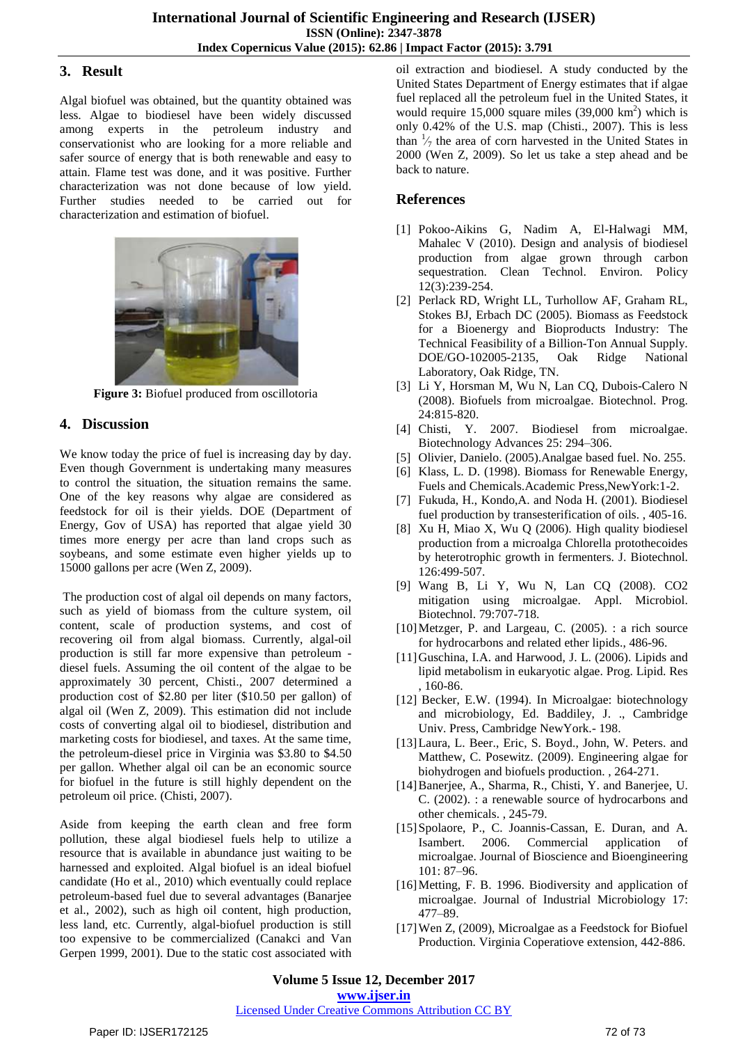## 3. Result

Algal biofuel was obtained, but the quantity obtained was less. Algae to biodiesel have been widely discussed among experts in the petroleum industry and conservationist who are looking for a more reliable and safer source of energy that is both renewable and easy to attain. Flame test was done, and it was positive. Further characterization was not done because of low yield. Further studies needed to be carried out for characterization and estimation of biofuel.

**Figure 3:** Biofuel produced from oscillotoria

## 4. Discussion

We know today the price of fuel is increasing day by day. Even though Government is undertaking many measures to control the situation, the situation remains the same. One of the key reasons why algae are considered as feedstock for oil is their yields. DOE (Department of Energy, Gov of USA) has reported that algae yield 30 times more energy per acre than land crops such as soybeans, and some estimate even higher yields up to 15000 gallons per acre (Wen Z, 2009).

The production cost of algal oil depends on many factors, such as yield of biomass from the culture system, oil content, scale of production systems, and cost of recovering oil from algal biomass. Currently, algal-oil production is still far more expensive than petroleum - diesel fuels. Assuming the oil content of the algae to be approximately 30 percent, Chisti., 2007 determined a production cost of \$2.80 per liter (\$10.50 per gallon) of algal oil (Wen Z, 2009). This estimation did not include costs of converting algal oil to biodiesel, distribution and marketing costs for biodiesel, and taxes. At the same time, the petroleum-diesel price in Virginia was \$3.80 to \$4.50 per gallon. Whether algal oil can be an economic source for biofuel in the future is still highly dependent on the petroleum oil price. (Chisti, 2007).

Aside from keeping the earth clean and free form pollution, these algal biodiesel fuels help to utilize a resource that is available in abundance just waiting to be harnessed and exploited. Algal biofuel is an ideal biofuel candidate (Ho et al., 2010) which eventually could replace petroleum-based fuel due to several advantages (Banarjee et al., 2002), such as high oil content, high production, less land, etc. Currently, algal-biofuel production is still too expensive to be commercialized (Canakci and Van Gerpen 1999, 2001). Due to the static cost associated with oil extraction and biodiesel. A study conducted by the United States Department of Energy estimates that if algae fuel replaced all the petroleum fuel in the United States, it would require 15,000 square miles (39,000 $km^2$) which is only 0.42% of the U.S. map (Chisti., 2007). This is less than $\frac{1}{7}$ the area of corn harvested in the United States in 2000 (Wen Z, 2009). So let us take a step ahead and be back to nature.

## References

[1] Pokoo-Aikins G, Nadim A, El-Halwagi MM, Mahalec V (2010). Design and analysis of biodiesel production from algae grown through carbon sequestration. Clean Technol. Environ. Policy 12(3):239-254.

[2] Perlack RD, Wright LL, Turhollow AF, Graham RL, Stokes BJ, Erbach DC (2005). Biomass as Feedstock for a Bioenergy and Bioproducts Industry: The Technical Feasibility of a Billion-Ton Annual Supply. DOE/GO-102005-2135, Oak Ridge National Laboratory, Oak Ridge, TN.

[3] Li Y, Horsman M, Wu N, Lan CQ, Dubois-Calero N (2008). Biofuels from microalgae. Biotechnol. Prog. 24:815-820.

[4] Chisti, Y. 2007. Biodiesel from microalgae. Biotechnology Advances 25: 294–306.

[5] Olivier, Danielo. (2005).Analgae based fuel. No. 255.

[6] Klass, L. D. (1998). Biomass for Renewable Energy, Fuels and Chemicals.Academic Press,NewYork:1-2.

[7] Fukuda, H., Kondo,A. and Noda H. (2001). Biodiesel fuel production by transesterification of oils. , 405-16.

[8] Xu H, Miao X, Wu Q (2006). High quality biodiesel production from a microalga Chlorella protothecoides by heterotrophic growth in fermenters. J. Biotechnol. 126:499-507.

[9] Wang B, Li Y, Wu N, Lan CQ (2008). CO2 mitigation using microalgae. Appl. Microbiol. Biotechnol. 79:707-718.

[10] Metzger, P. and Largeau, C. (2005). : a rich source for hydrocarbons and related ether lipids., 486-96.

[11] Guschina, I.A. and Harwood, J. L. (2006). Lipids and lipid metabolism in eukaryotic algae. Prog. Lipid. Res , 160-86.

[12] Becker, E.W. (1994). In Microalgae: biotechnology and microbiology, Ed. Baddiley, J. ., Cambridge Univ. Press, Cambridge NewYork.- 198.

[13] Laura, L. Beer., Eric, S. Boyd., John, W. Peters. and Matthew, C. Posewitz. (2009). Engineering algae for biohydrogen and biofuels production. , 264-271.

[14] Banerjee, A., Sharma, R., Chisti, Y. and Banerjee, U. C. (2002). : a renewable source of hydrocarbons and other chemicals. , 245-79.

[15] Spolaore, P., C. Joannis-Cassan, E. Duran, and A. Isambert. 2006. Commercial application of microalgae. Journal of Bioscience and Bioengineering 101: 87–96.

[16] Metting, F. B. 1996. Biodiversity and application of microalgae. Journal of Industrial Microbiology 17: 477–89.

[17] Wen Z, (2009), Microalgae as a Feedstock for Biofuel Production. Virginia Coperatiove extension, 442-886.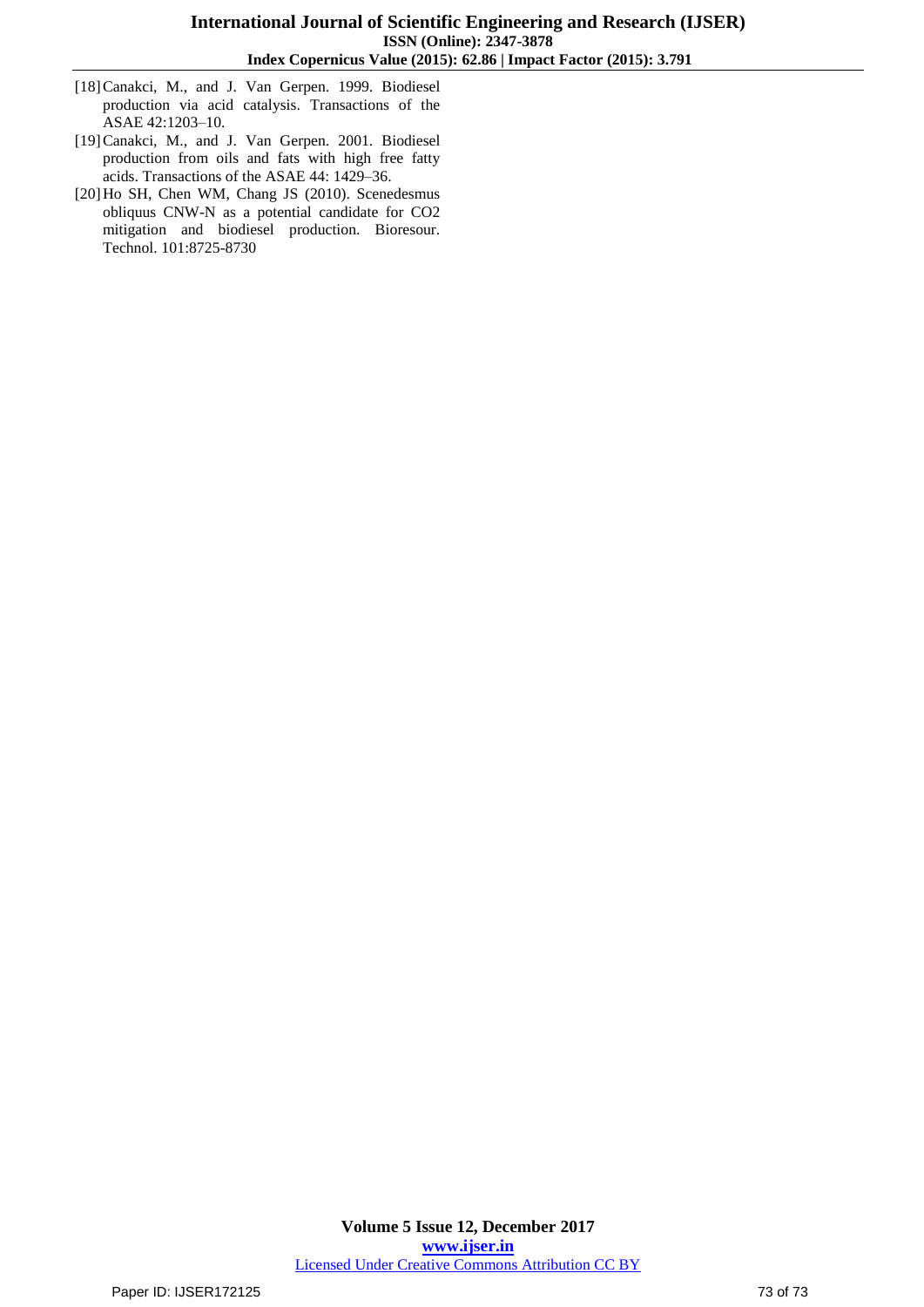[18] Canakci, M., and J. Van Gerpen. 1999. Biodiesel production via acid catalysis. Transactions of the ASAE 42:1203–10.

[19] Canakci, M., and J. Van Gerpen. 2001. Biodiesel production from oils and fats with high free fatty acids. Transactions of the ASAE 44: 1429–36.

[20] Ho SH, Chen WM, Chang JS (2010). Scenedesmus obliquus CNW-N as a potential candidate for CO2 mitigation and biodiesel production. Bioresour. Technol. 101:8725-8730